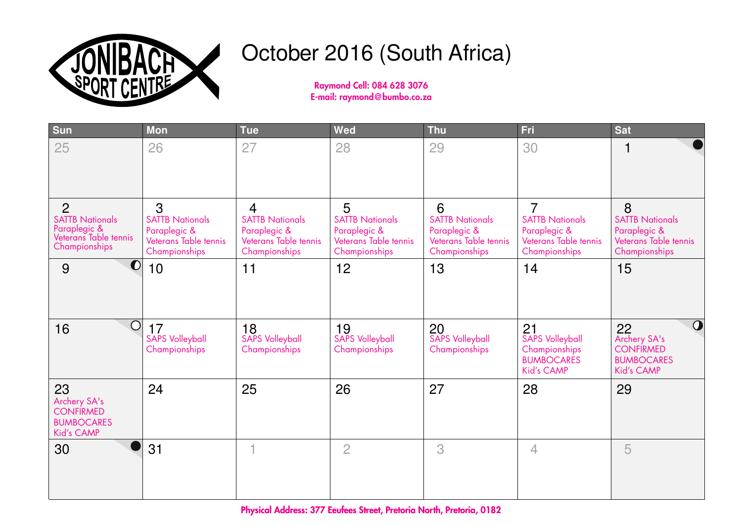JONIBACH SPORT CENTRE

# October 2016 (South Africa)

**Raymond Cell: 084 628 3076**
**E-mail: raymond@bumbo.co.za**

| Sun | Mon | Tue | Wed | Thu | Fri | Sat |
|---|---|---|---|---|---|---|
| 25 | 26 | 27 | 28 | 29 | 30 | 1 |
| 2 SATTB Nationals Paraplegic & Veterans Table tennis Championships | 3 SATTB Nationals Paraplegic & Veterans Table tennis Championships | 4 SATTB Nationals Paraplegic & Veterans Table tennis Championships | 5 SATTB Nationals Paraplegic & Veterans Table tennis Championships | 6 SATTB Nationals Paraplegic & Veterans Table tennis Championships | 7 SATTB Nationals Paraplegic & Veterans Table tennis Championships | 8 SATTB Nationals Paraplegic & Veterans Table tennis Championships |
| 9 | 10 | 11 | 12 | 13 | 14 | 15 |
| 16 | 17 SAPS Volleyball Championships | 18 SAPS Volleyball Championships | 19 SAPS Volleyball Championships | 20 SAPS Volleyball Championships | 21 SAPS Volleyball Championships BUMBOCARES Kid's CAMP | 22 Archery SA's CONFIRMED BUMBOCARES Kid's CAMP |
| 23 Archery SA's CONFIRMED BUMBOCARES Kid's CAMP | 24 | 25 | 26 | 27 | 28 | 29 |
| 30 | 31 | 1 | 2 | 3 | 4 | 5 |

**Physical Address: 377 Eeufees Street, Pretoria North, Pretoria, 0182**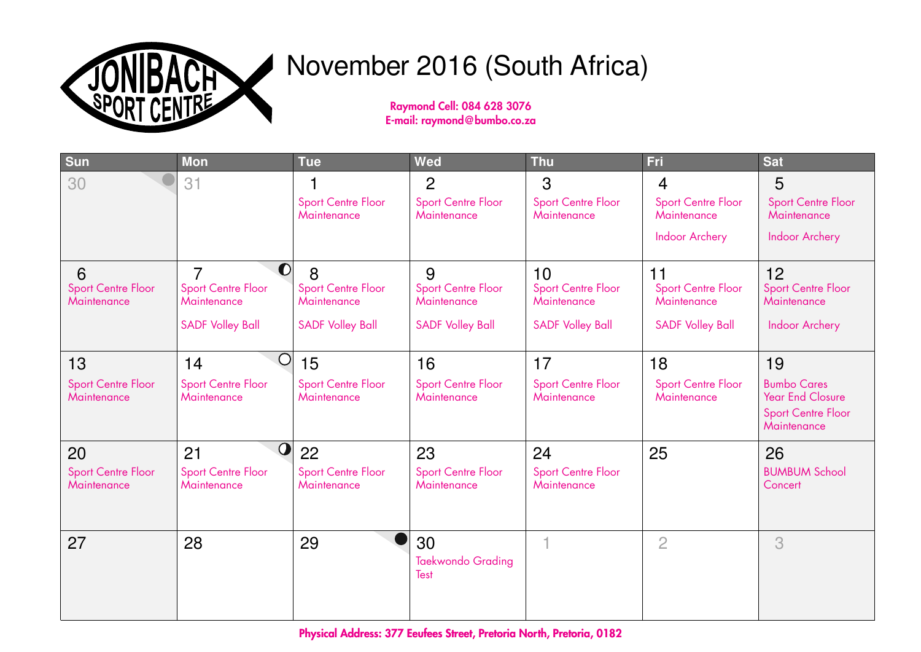JONIBACH SPORT CENTRE

# November 2016 (South Africa)

**Raymond Cell: 084 628 3076**
**E-mail: raymond@bumbo.co.za**

| Sun | Mon | Tue | Wed | Thu | Fri | Sat |
|---|---|---|---|---|---|---|
| 30 | 31 | 1<br>Sport Centre Floor Maintenance | 2<br>Sport Centre Floor Maintenance | 3<br>Sport Centre Floor Maintenance | 4<br>Sport Centre Floor Maintenance<br>Indoor Archery | 5<br>Sport Centre Floor Maintenance<br>Indoor Archery |
| 6<br>Sport Centre Floor Maintenance | 7<br>Sport Centre Floor Maintenance<br>SADF Volley Ball | 8<br>Sport Centre Floor Maintenance<br>SADF Volley Ball | 9<br>Sport Centre Floor Maintenance<br>SADF Volley Ball | 10<br>Sport Centre Floor Maintenance<br>SADF Volley Ball | 11<br>Sport Centre Floor Maintenance<br>SADF Volley Ball | 12<br>Sport Centre Floor Maintenance<br>Indoor Archery |
| 13<br>Sport Centre Floor Maintenance | 14<br>Sport Centre Floor Maintenance | 15<br>Sport Centre Floor Maintenance | 16<br>Sport Centre Floor Maintenance | 17<br>Sport Centre Floor Maintenance | 18<br>Sport Centre Floor Maintenance | 19<br>Bumbo Cares Year End Closure<br>Sport Centre Floor Maintenance |
| 20<br>Sport Centre Floor Maintenance | 21<br>Sport Centre Floor Maintenance | 22<br>Sport Centre Floor Maintenance | 23<br>Sport Centre Floor Maintenance | 24<br>Sport Centre Floor Maintenance | 25 | 26<br>BUMBUM School Concert |
| 27 | 28 | 29 | 30<br>Taekwondo Grading Test | 1 | 2 | 3 |

**Physical Address: 377 Eeufees Street, Pretoria North, Pretoria, 0182**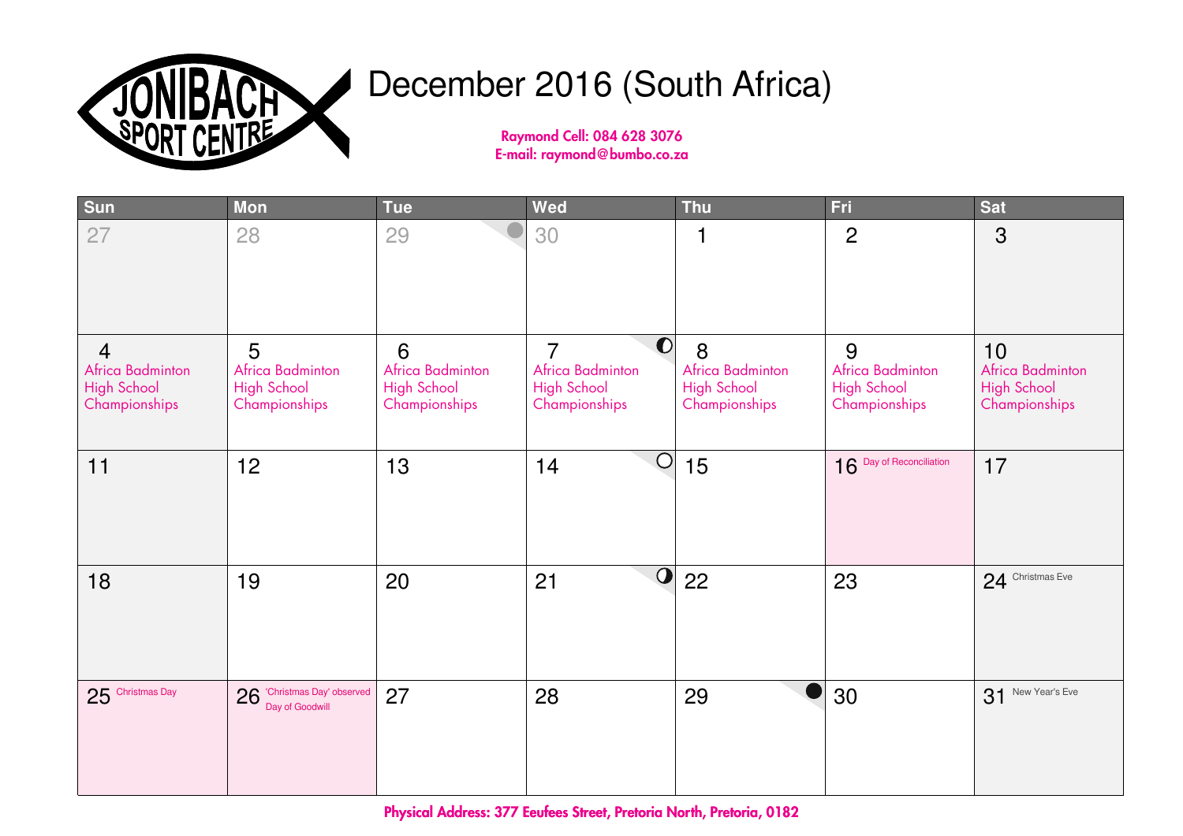JONIBACH SPORT CENTRE

# December 2016 (South Africa)

**Raymond Cell: 084 628 3076**
**E-mail: raymond@bumbo.co.za**

| Sun | Mon | Tue | Wed | Thu | Fri | Sat |
|---|---|---|---|---|---|---|
| 27 | 28 | 29 | 30 | 1 | 2 | 3 |
| 4 Africa Badminton High School Championships | 5 Africa Badminton High School Championships | 6 Africa Badminton High School Championships | 7 Africa Badminton High School Championships | 8 Africa Badminton High School Championships | 9 Africa Badminton High School Championships | 10 Africa Badminton High School Championships |
| 11 | 12 | 13 | 14 | 15 | 16 Day of Reconciliation | 17 |
| 18 | 19 | 20 | 21 | 22 | 23 | 24 Christmas Eve |
| 25 Christmas Day | 26 'Christmas Day' observed Day of Goodwill | 27 | 28 | 29 | 30 | 31 New Year's Eve |

**Physical Address: 377 Eeufees Street, Pretoria North, Pretoria, 0182**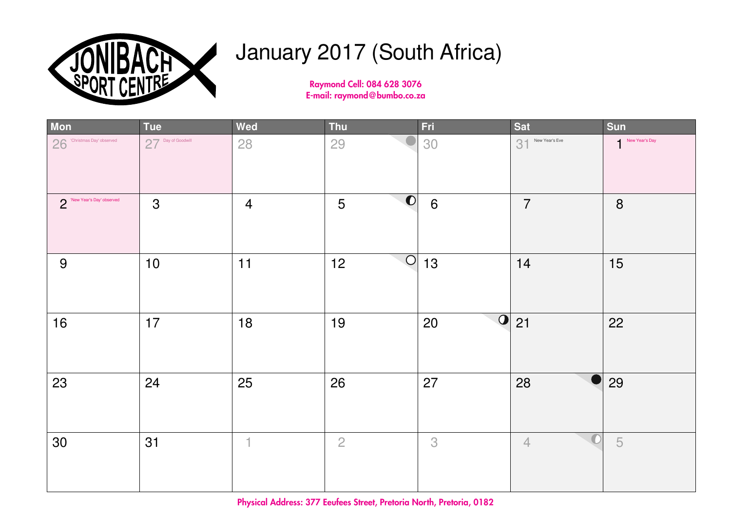JONIBACH SPORT CENTRE

# January 2017 (South Africa)

**Raymond Cell: 084 628 3076**
**E-mail: raymond@bumbo.co.za**

| Mon | Tue | Wed | Thu | Fri | Sat | Sun |
|---|---|---|---|---|---|---|
| 26 'Christmas Day' observed | 27 Day of Goodwill | 28 | 29 | 30 | 31 New Year's Eve | 1 New Year's Day |
| 2 'New Year's Day' observed | 3 | 4 | 5 | 6 | 7 | 8 |
| 9 | 10 | 11 | 12 | 13 | 14 | 15 |
| 16 | 17 | 18 | 19 | 20 | 21 | 22 |
| 23 | 24 | 25 | 26 | 27 | 28 | 29 |
| 30 | 31 | 1 | 2 | 3 | 4 | 5 |

**Physical Address: 377 Eeufees Street, Pretoria North, Pretoria, 0182**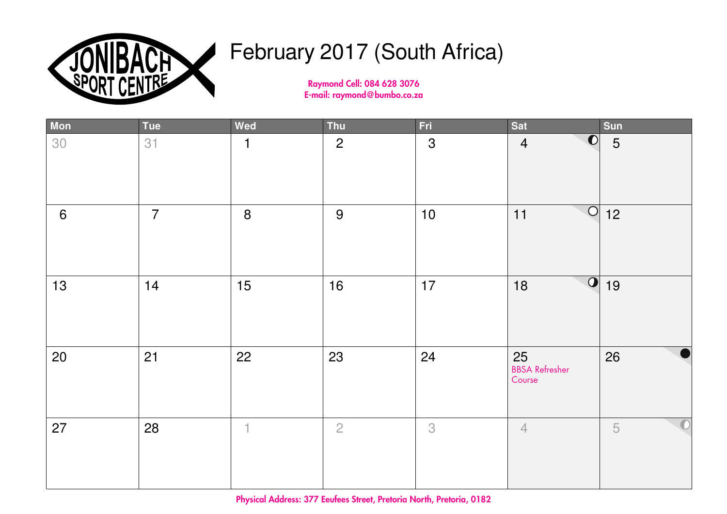JONIBACH SPORT CENTRE

# February 2017 (South Africa)

**Raymond Cell: 084 628 3076**
**E-mail: raymond@bumbo.co.za**

| Mon | Tue | Wed | Thu | Fri | Sat | Sun |
|---|---|---|---|---|---|---|
| 30 | 31 | 1 | 2 | 3 | 4 | 5 |
| 6 | 7 | 8 | 9 | 10 | 11 | 12 |
| 13 | 14 | 15 | 16 | 17 | 18 | 19 |
| 20 | 21 | 22 | 23 | 24 | 25 BBSA Refresher Course | 26 |
| 27 | 28 | 1 | 2 | 3 | 4 | 5 |

**Physical Address: 377 Eeufees Street, Pretoria North, Pretoria, 0182**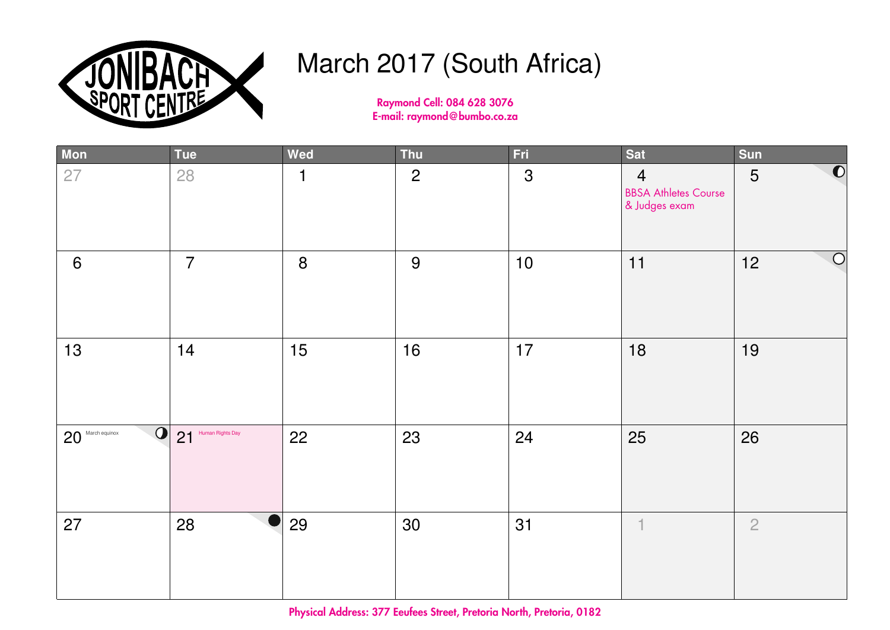# March 2017 (South Africa)

**Raymond Cell: 084 628 3076**
**E-mail: raymond@bumbo.co.za**

| Mon | Tue | Wed | Thu | Fri | Sat | Sun |
|---|---|---|---|---|---|---|
| 27 | 28 | 1 | 2 | 3 | 4 BBSA Athletes Course & Judges exam | 5 |
| 6 | 7 | 8 | 9 | 10 | 11 | 12 |
| 13 | 14 | 15 | 16 | 17 | 18 | 19 |
| 20 March equinox | 21 Human Rights Day | 22 | 23 | 24 | 25 | 26 |
| 27 | 28 | 29 | 30 | 31 | 1 | 2 |

**Physical Address: 377 Eeufees Street, Pretoria North, Pretoria, 0182**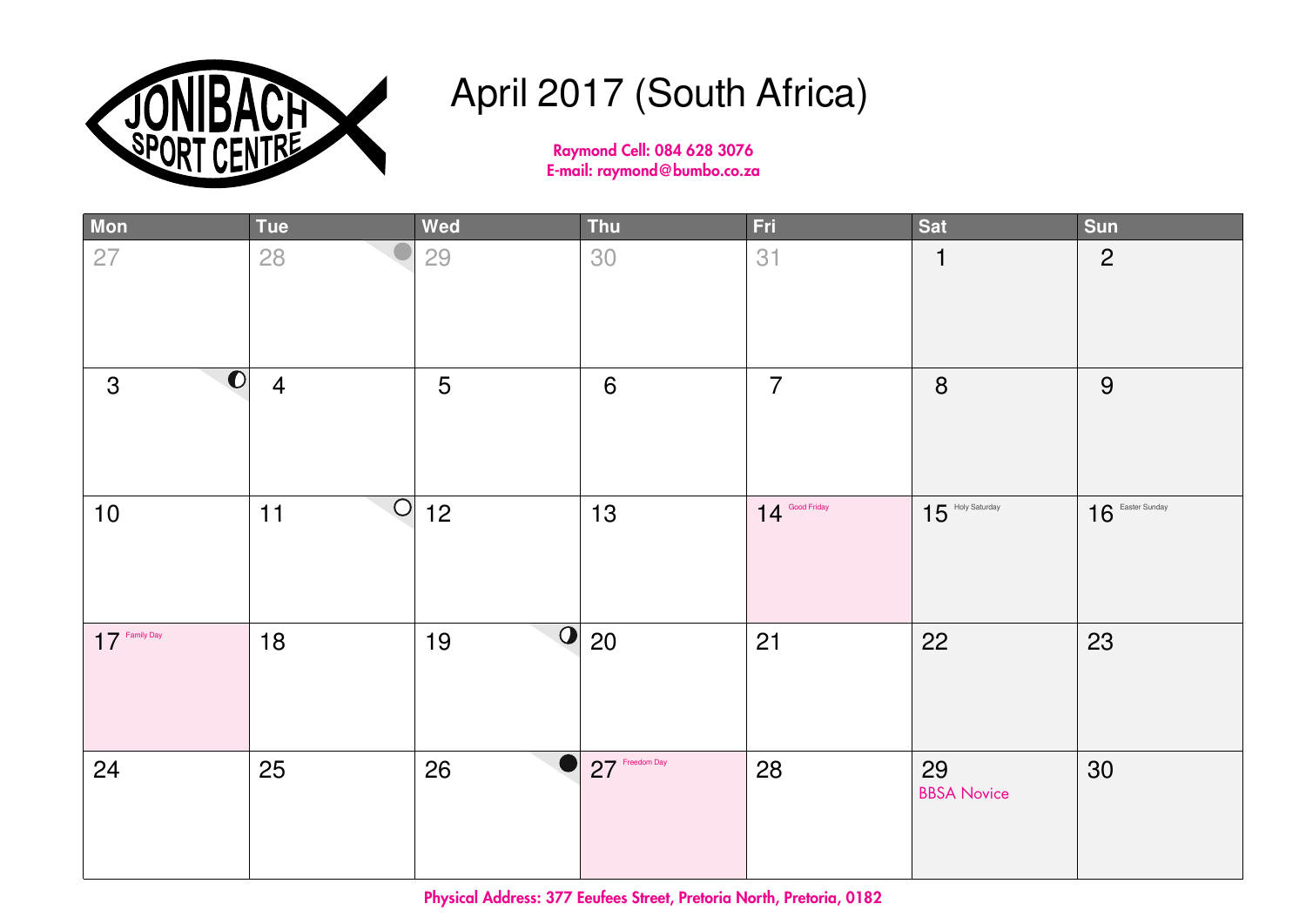JONIBACH SPORT CENTRE

# April 2017 (South Africa)

**Raymond Cell: 084 628 3076**
**E-mail: raymond@bumbo.co.za**

| Mon | Tue | Wed | Thu | Fri | Sat | Sun |
|---|---|---|---|---|---|---|
| 27 | 28 | 29 | 30 | 31 | 1 | 2 |
| 3 | 4 | 5 | 6 | 7 | 8 | 9 |
| 10 | 11 | 12 | 13 | 14 Good Friday | 15 Holy Saturday | 16 Easter Sunday |
| 17 Family Day | 18 | 19 | 20 | 21 | 22 | 23 |
| 24 | 25 | 26 | 27 Freedom Day | 28 | 29 BBSA Novice | 30 |

**Physical Address: 377 Eeufees Street, Pretoria North, Pretoria, 0182**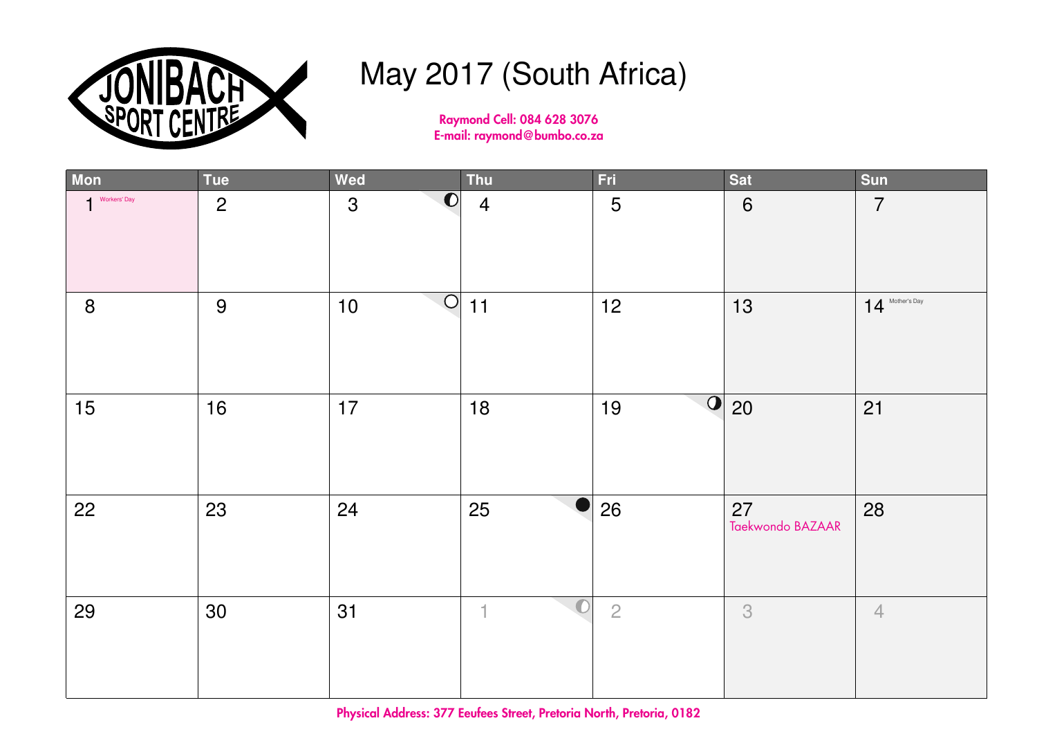JONIBACH SPORT CENTRE

# May 2017 (South Africa)

**Raymond Cell: 084 628 3076**
**E-mail: raymond@bumbo.co.za**

| Mon | Tue | Wed | Thu | Fri | Sat | Sun |
|---|---|---|---|---|---|---|
| 1 Workers' Day | 2 | 3 | 4 | 5 | 6 | 7 |
| 8 | 9 | 10 | 11 | 12 | 13 | 14 Mother's Day |
| 15 | 16 | 17 | 18 | 19 | 20 | 21 |
| 22 | 23 | 24 | 25 | 26 | 27 Taekwondo BAZAAR | 28 |
| 29 | 30 | 31 | 1 | 2 | 3 | 4 |

**Physical Address: 377 Eeufees Street, Pretoria North, Pretoria, 0182**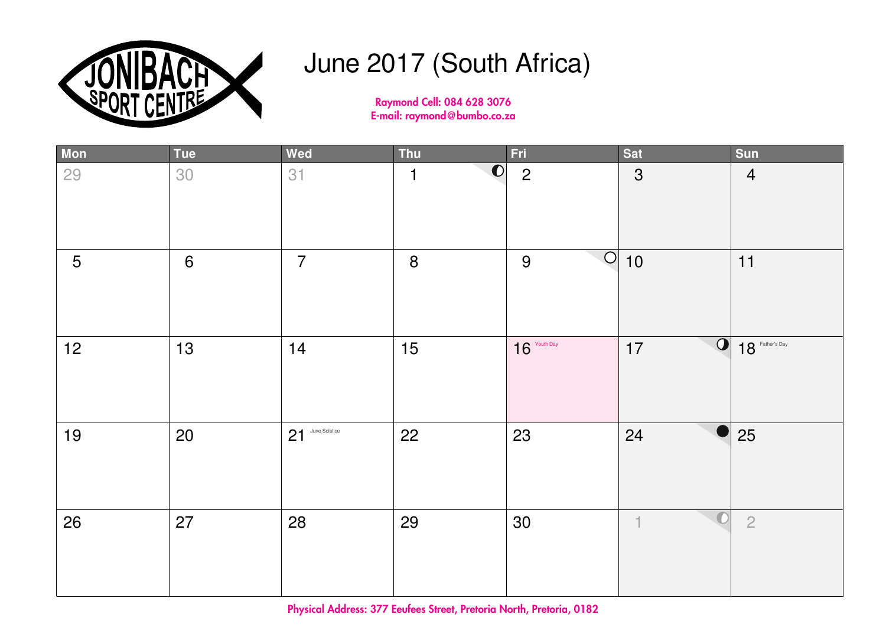JONIBACH SPORT CENTRE

# June 2017 (South Africa)

**Raymond Cell: 084 628 3076**
**E-mail: raymond@bumbo.co.za**

| Mon | Tue | Wed | Thu | Fri | Sat | Sun |
|---|---|---|---|---|---|---|
| 29 | 30 | 31 | 1 | 2 | 3 | 4 |
| 5 | 6 | 7 | 8 | 9 | 10 | 11 |
| 12 | 13 | 14 | 15 | 16 Youth Day | 17 | 18 Father's Day |
| 19 | 20 | 21 June Solstice | 22 | 23 | 24 | 25 |
| 26 | 27 | 28 | 29 | 30 | 1 | 2 |

**Physical Address: 377 Eeufees Street, Pretoria North, Pretoria, 0182**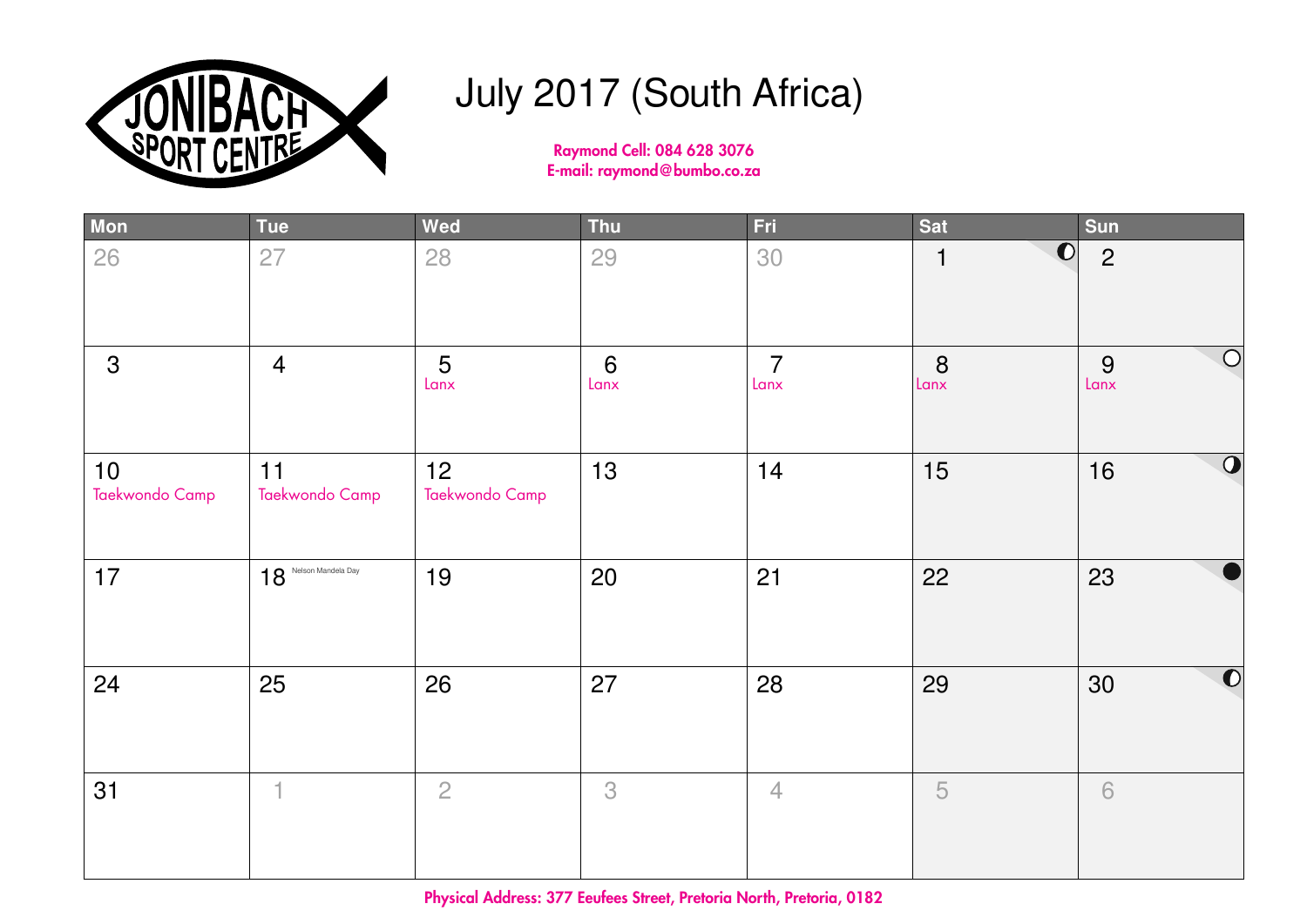JONIBACH SPORT CENTRE

# July 2017 (South Africa)

**Raymond Cell: 084 628 3076**
**E-mail: raymond@bumbo.co.za**

| Mon | Tue | Wed | Thu | Fri | Sat | Sun |
|---|---|---|---|---|---|---|
| 26 | 27 | 28 | 29 | 30 | 1 | 2 |
| 3 | 4 | 5 Lanx | 6 Lanx | 7 Lanx | 8 Lanx | 9 Lanx |
| 10 Taekwondo Camp | 11 Taekwondo Camp | 12 Taekwondo Camp | 13 | 14 | 15 | 16 |
| 17 | 18 Nelson Mandela Day | 19 | 20 | 21 | 22 | 23 |
| 24 | 25 | 26 | 27 | 28 | 29 | 30 |
| 31 | 1 | 2 | 3 | 4 | 5 | 6 |

**Physical Address: 377 Eeufees Street, Pretoria North, Pretoria, 0182**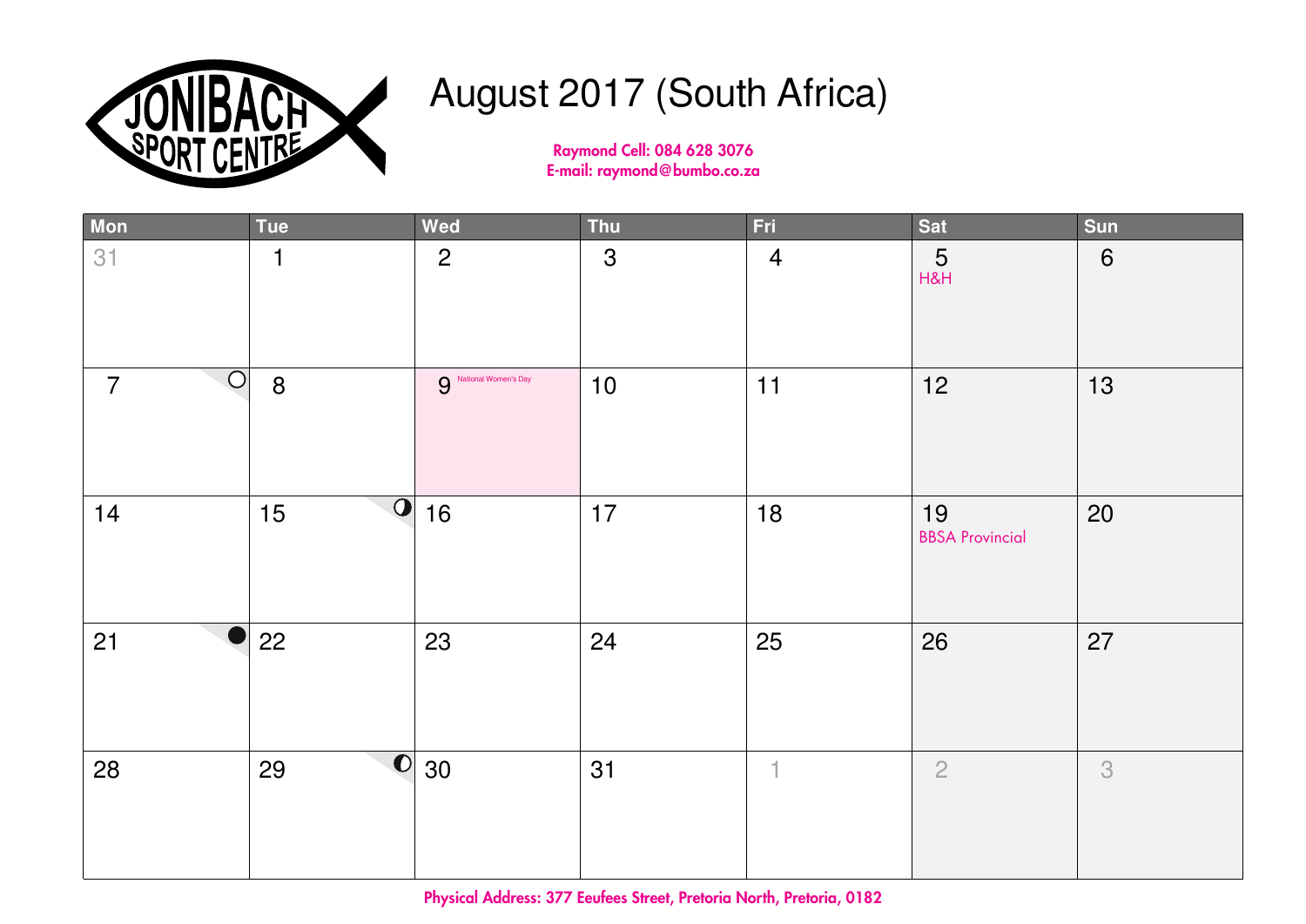JONIBACH SPORT CENTRE

# August 2017 (South Africa)

**Raymond Cell: 084 628 3076**
**E-mail: raymond@bumbo.co.za**

| Mon | Tue | Wed | Thu | Fri | Sat | Sun |
|---|---|---|---|---|---|---|
| 31 | 1 | 2 | 3 | 4 | 5 H&H | 6 |
| 7 | 8 | 9 National Women's Day | 10 | 11 | 12 | 13 |
| 14 | 15 | 16 | 17 | 18 | 19 BBSA Provincial | 20 |
| 21 | 22 | 23 | 24 | 25 | 26 | 27 |
| 28 | 29 | 30 | 31 | 1 | 2 | 3 |

**Physical Address: 377 Eeufees Street, Pretoria North, Pretoria, 0182**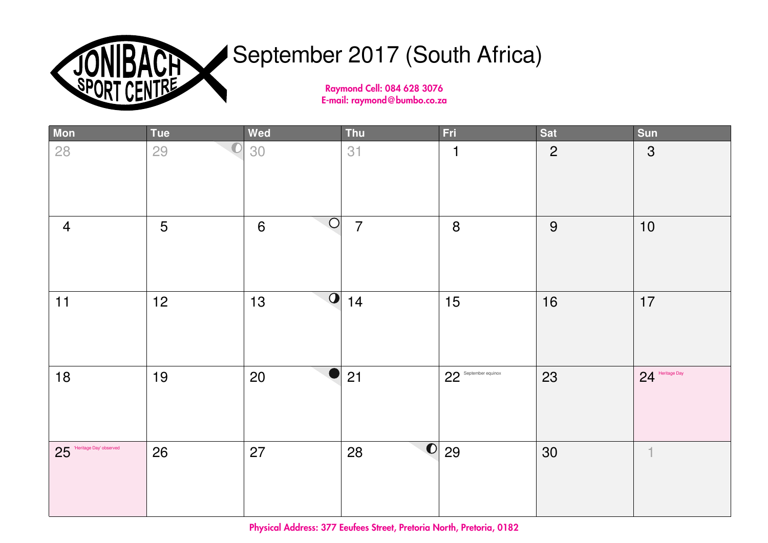JONIBACH SPORT CENTRE

# September 2017 (South Africa)

**Raymond Cell: 084 628 3076**
**E-mail: raymond@bumbo.co.za**

| Mon | Tue | Wed | Thu | Fri | Sat | Sun |
|---|---|---|---|---|---|---|
| 28 | 29 | 30 | 31 | 1 | 2 | 3 |
| 4 | 5 | 6 | 7 | 8 | 9 | 10 |
| 11 | 12 | 13 | 14 | 15 | 16 | 17 |
| 18 | 19 | 20 | 21 | 22 September equinox | 23 | 24 Heritage Day |
| 25 'Heritage Day' observed | 26 | 27 | 28 | 29 | 30 | 1 |

**Physical Address: 377 Eeufees Street, Pretoria North, Pretoria, 0182**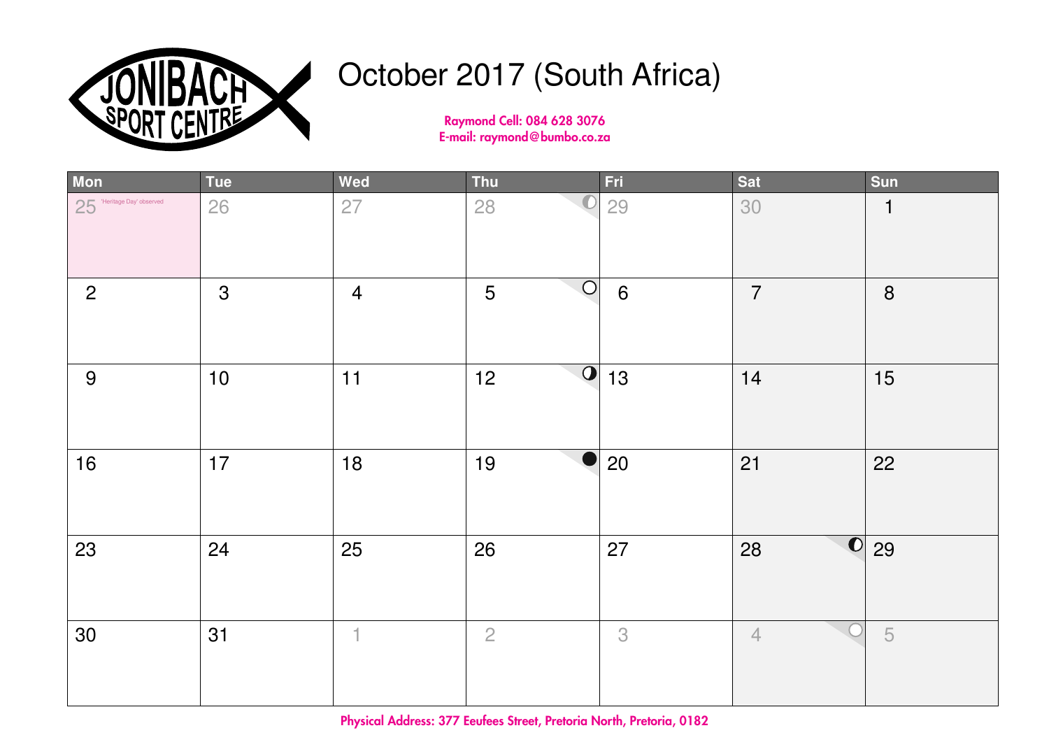JONIBACH SPORT CENTRE

# October 2017 (South Africa)

**Raymond Cell: 084 628 3076**
**E-mail: raymond@bumbo.co.za**

| Mon | Tue | Wed | Thu | Fri | Sat | Sun |
|---|---|---|---|---|---|---|
| 25 'Heritage Day' observed | 26 | 27 | 28 | 29 | 30 | 1 |
| 2 | 3 | 4 | 5 | 6 | 7 | 8 |
| 9 | 10 | 11 | 12 | 13 | 14 | 15 |
| 16 | 17 | 18 | 19 | 20 | 21 | 22 |
| 23 | 24 | 25 | 26 | 27 | 28 | 29 |
| 30 | 31 | 1 | 2 | 3 | 4 | 5 |

**Physical Address: 377 Eeufees Street, Pretoria North, Pretoria, 0182**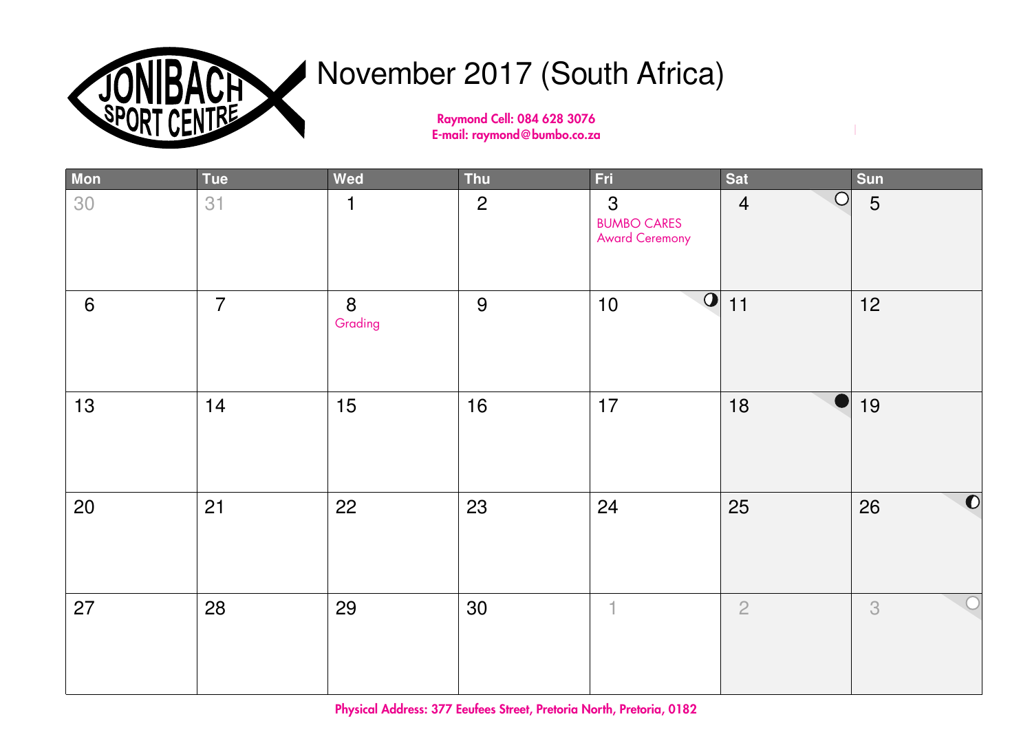JONIBACH SPORT CENTRE

# November 2017 (South Africa)

**Raymond Cell: 084 628 3076**
**E-mail: raymond@bumbo.co.za**

| Mon | Tue | Wed | Thu | Fri | Sat | Sun |
|---|---|---|---|---|---|---|
| 30 | 31 | 1 | 2 | 3 BUMBO CARES Award Ceremony | 4 | 5 |
| 6 | 7 | 8 Grading | 9 | 10 | 11 | 12 |
| 13 | 14 | 15 | 16 | 17 | 18 | 19 |
| 20 | 21 | 22 | 23 | 24 | 25 | 26 |
| 27 | 28 | 29 | 30 | 1 | 2 | 3 |

**Physical Address: 377 Eeufees Street, Pretoria North, Pretoria, 0182**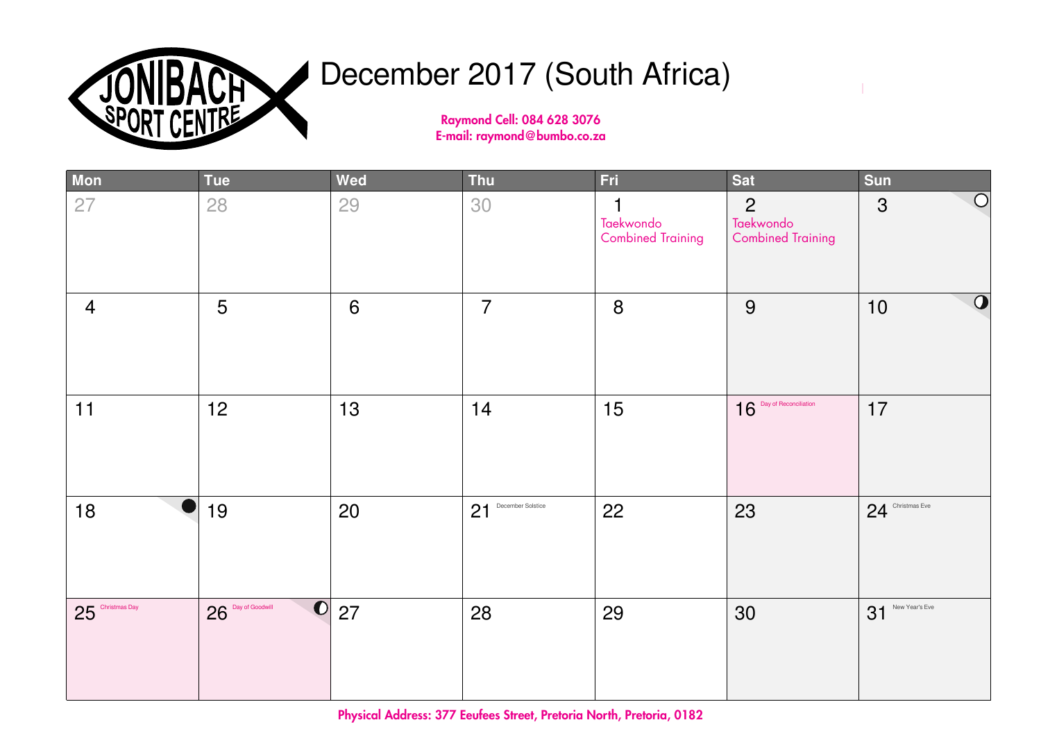JONIBACH SPORT CENTRE

# December 2017 (South Africa)

**Raymond Cell: 084 628 3076**
**E-mail: raymond@bumbo.co.za**

| Mon | Tue | Wed | Thu | Fri | Sat | Sun |
|---|---|---|---|---|---|---|
| 27 | 28 | 29 | 30 | 1 Taekwondo Combined Training | 2 Taekwondo Combined Training | 3 |
| 4 | 5 | 6 | 7 | 8 | 9 | 10 |
| 11 | 12 | 13 | 14 | 15 | 16 Day of Reconciliation | 17 |
| 18 | 19 | 20 | 21 December Solstice | 22 | 23 | 24 Christmas Eve |
| 25 Christmas Day | 26 Day of Goodwill | 27 | 28 | 29 | 30 | 31 New Year's Eve |

**Physical Address: 377 Eeufees Street, Pretoria North, Pretoria, 0182**